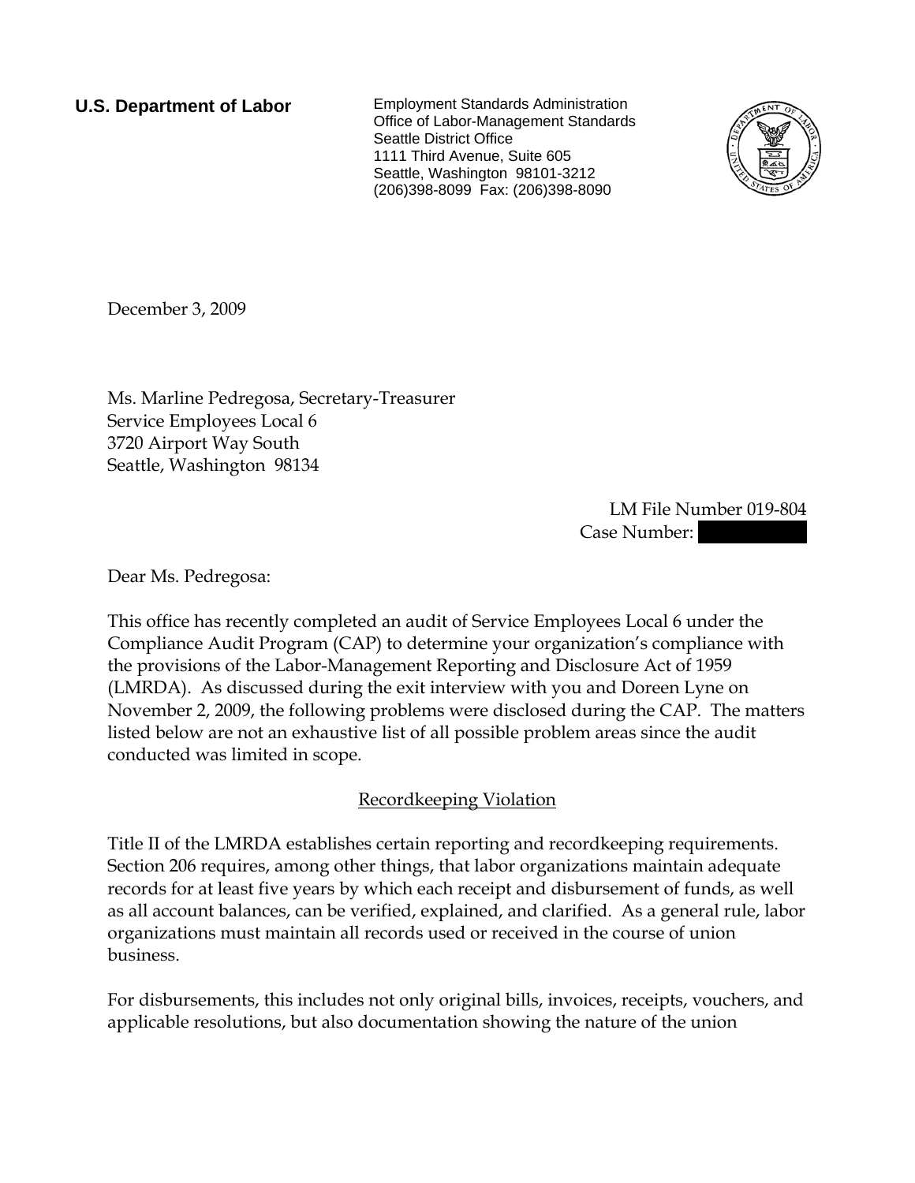**U.S. Department of Labor**

Employment Standards Administration
Office of Labor-Management Standards
Seattle District Office
1111 Third Avenue, Suite 605
Seattle, Washington 98101-3212
(206)398-8099 Fax: (206)398-8090

December 3, 2009

Ms. Marline Pedregosa, Secretary-Treasurer
Service Employees Local 6
3720 Airport Way South
Seattle, Washington 98134

LM File Number 019-804
Case Number:

Dear Ms. Pedregosa:

This office has recently completed an audit of Service Employees Local 6 under the Compliance Audit Program (CAP) to determine your organization's compliance with the provisions of the Labor-Management Reporting and Disclosure Act of 1959 (LMRDA). As discussed during the exit interview with you and Doreen Lyne on November 2, 2009, the following problems were disclosed during the CAP. The matters listed below are not an exhaustive list of all possible problem areas since the audit conducted was limited in scope.

## Recordkeeping Violation

Title II of the LMRDA establishes certain reporting and recordkeeping requirements. Section 206 requires, among other things, that labor organizations maintain adequate records for at least five years by which each receipt and disbursement of funds, as well as all account balances, can be verified, explained, and clarified. As a general rule, labor organizations must maintain all records used or received in the course of union business.

For disbursements, this includes not only original bills, invoices, receipts, vouchers, and applicable resolutions, but also documentation showing the nature of the union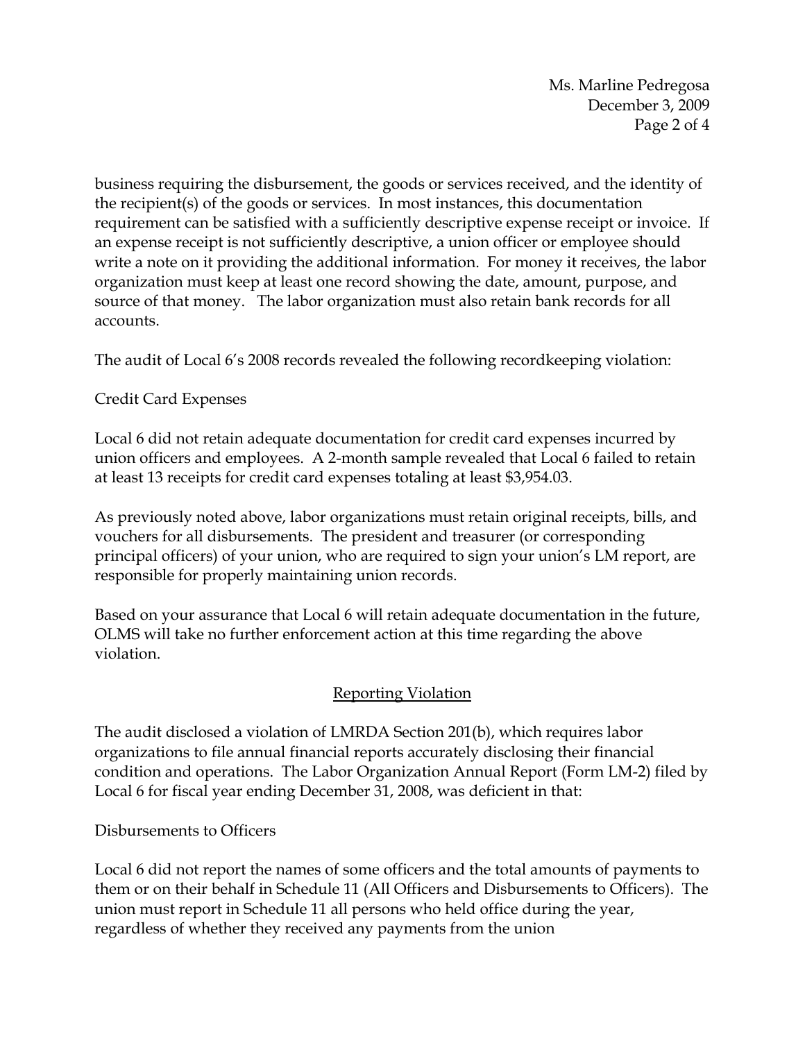business requiring the disbursement, the goods or services received, and the identity of the recipient(s) of the goods or services. In most instances, this documentation requirement can be satisfied with a sufficiently descriptive expense receipt or invoice. If an expense receipt is not sufficiently descriptive, a union officer or employee should write a note on it providing the additional information. For money it receives, the labor organization must keep at least one record showing the date, amount, purpose, and source of that money. The labor organization must also retain bank records for all accounts.

The audit of Local 6's 2008 records revealed the following recordkeeping violation:

Credit Card Expenses

Local 6 did not retain adequate documentation for credit card expenses incurred by union officers and employees. A 2-month sample revealed that Local 6 failed to retain at least 13 receipts for credit card expenses totaling at least $3,954.03.

As previously noted above, labor organizations must retain original receipts, bills, and vouchers for all disbursements. The president and treasurer (or corresponding principal officers) of your union, who are required to sign your union's LM report, are responsible for properly maintaining union records.

Based on your assurance that Local 6 will retain adequate documentation in the future, OLMS will take no further enforcement action at this time regarding the above violation.

## Reporting Violation

The audit disclosed a violation of LMRDA Section 201(b), which requires labor organizations to file annual financial reports accurately disclosing their financial condition and operations. The Labor Organization Annual Report (Form LM-2) filed by Local 6 for fiscal year ending December 31, 2008, was deficient in that:

Disbursements to Officers

Local 6 did not report the names of some officers and the total amounts of payments to them or on their behalf in Schedule 11 (All Officers and Disbursements to Officers). The union must report in Schedule 11 all persons who held office during the year, regardless of whether they received any payments from the union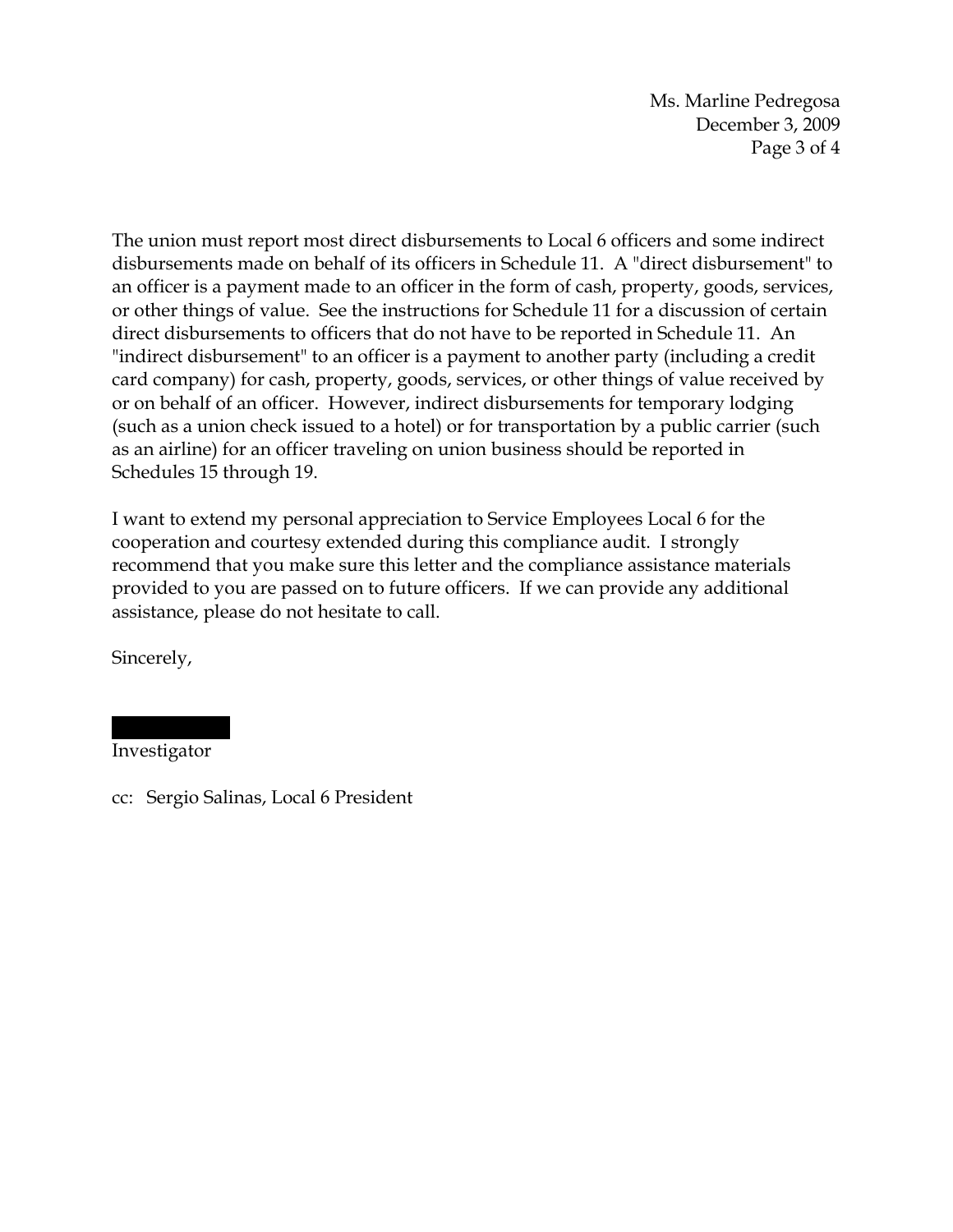The union must report most direct disbursements to Local 6 officers and some indirect disbursements made on behalf of its officers in Schedule 11. A "direct disbursement" to an officer is a payment made to an officer in the form of cash, property, goods, services, or other things of value. See the instructions for Schedule 11 for a discussion of certain direct disbursements to officers that do not have to be reported in Schedule 11. An "indirect disbursement" to an officer is a payment to another party (including a credit card company) for cash, property, goods, services, or other things of value received by or on behalf of an officer. However, indirect disbursements for temporary lodging (such as a union check issued to a hotel) or for transportation by a public carrier (such as an airline) for an officer traveling on union business should be reported in Schedules 15 through 19.

I want to extend my personal appreciation to Service Employees Local 6 for the cooperation and courtesy extended during this compliance audit. I strongly recommend that you make sure this letter and the compliance assistance materials provided to you are passed on to future officers. If we can provide any additional assistance, please do not hesitate to call.

Sincerely,

Investigator

cc: Sergio Salinas, Local 6 President